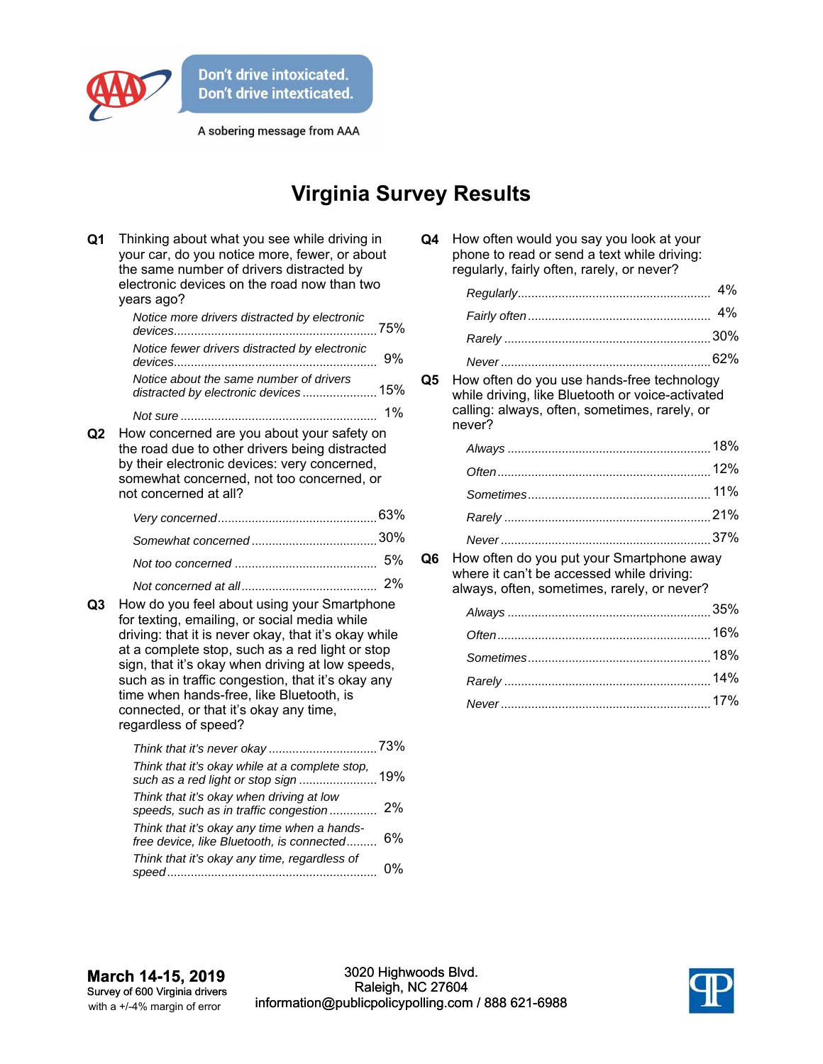Don't drive intoxicated.
Don't drive intexticated.

A sobering message from AAA

# Virginia Survey Results

**Q1** Thinking about what you see while driving in your car, do you notice more, fewer, or about the same number of drivers distracted by electronic devices on the road now than two years ago?

| | |
|---|---|
| *Notice more drivers distracted by electronic devices* | 75% |
| *Notice fewer drivers distracted by electronic devices* | 9% |
| *Notice about the same number of drivers distracted by electronic devices* | 15% |
| *Not sure* | 1% |

**Q2** How concerned are you about your safety on the road due to other drivers being distracted by their electronic devices: very concerned, somewhat concerned, not too concerned, or not concerned at all?

| | |
|---|---|
| *Very concerned* | 63% |
| *Somewhat concerned* | 30% |
| *Not too concerned* | 5% |
| *Not concerned at all* | 2% |

**Q3** How do you feel about using your Smartphone for texting, emailing, or social media while driving: that it is never okay, that it's okay while at a complete stop, such as a red light or stop sign, that it's okay when driving at low speeds, such as in traffic congestion, that it's okay any time when hands-free, like Bluetooth, is connected, or that it's okay any time, regardless of speed?

| | |
|---|---|
| *Think that it's never okay* | 73% |
| *Think that it's okay while at a complete stop, such as a red light or stop sign* | 19% |
| *Think that it's okay when driving at low speeds, such as in traffic congestion* | 2% |
| *Think that it's okay any time when a hands-free device, like Bluetooth, is connected* | 6% |
| *Think that it's okay any time, regardless of speed* | 0% |

**Q4** How often would you say you look at your phone to read or send a text while driving: regularly, fairly often, rarely, or never?

| | |
|---|---|
| *Regularly* | 4% |
| *Fairly often* | 4% |
| *Rarely* | 30% |
| *Never* | 62% |

**Q5** How often do you use hands-free technology while driving, like Bluetooth or voice-activated calling: always, often, sometimes, rarely, or never?

| | |
|---|---|
| *Always* | 18% |
| *Often* | 12% |
| *Sometimes* | 11% |
| *Rarely* | 21% |
| *Never* | 37% |

**Q6** How often do you put your Smartphone away where it can't be accessed while driving: always, often, sometimes, rarely, or never?

| | |
|---|---|
| *Always* | 35% |
| *Often* | 16% |
| *Sometimes* | 18% |
| *Rarely* | 14% |
| *Never* | 17% |

**March 14-15, 2019**
Survey of 600 Virginia drivers
with a +/-4% margin of error

3020 Highwoods Blvd.
Raleigh, NC 27604
information@publicpolicypolling.com / 888 621-6988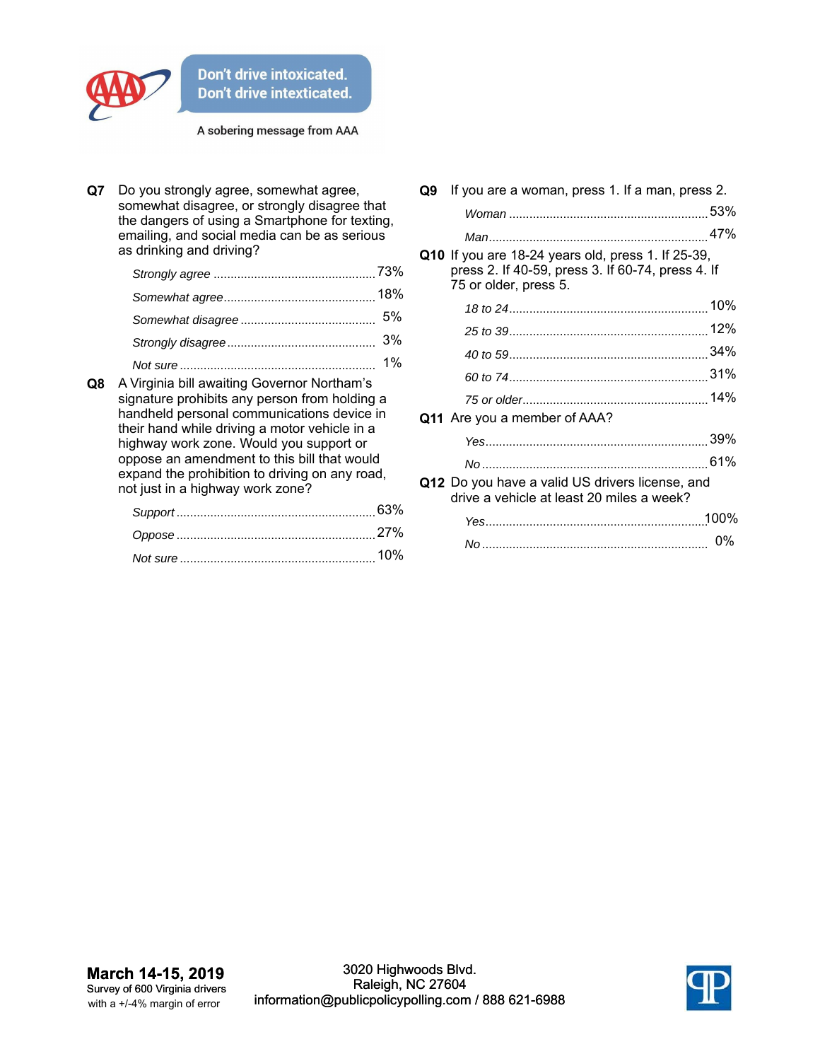Don't drive intoxicated.
Don't drive intexticated.

A sobering message from AAA

**Q7** Do you strongly agree, somewhat agree, somewhat disagree, or strongly disagree that the dangers of using a Smartphone for texting, emailing, and social media can be as serious as drinking and driving?

| | |
|---|---|
| *Strongly agree* | 73% |
| *Somewhat agree* | 18% |
| *Somewhat disagree* | 5% |
| *Strongly disagree* | 3% |
| *Not sure* | 1% |

**Q8** A Virginia bill awaiting Governor Northam's signature prohibits any person from holding a handheld personal communications device in their hand while driving a motor vehicle in a highway work zone. Would you support or oppose an amendment to this bill that would expand the prohibition to driving on any road, not just in a highway work zone?

| | |
|---|---|
| *Support* | 63% |
| *Oppose* | 27% |
| *Not sure* | 10% |

**Q9** If you are a woman, press 1. If a man, press 2.

| | |
|---|---|
| *Woman* | 53% |
| *Man* | 47% |

**Q10** If you are 18-24 years old, press 1. If 25-39, press 2. If 40-59, press 3. If 60-74, press 4. If 75 or older, press 5.

| | |
|---|---|
| *18 to 24* | 10% |
| *25 to 39* | 12% |
| *40 to 59* | 34% |
| *60 to 74* | 31% |
| *75 or older* | 14% |

**Q11** Are you a member of AAA?

| | |
|---|---|
| *Yes* | 39% |
| *No* | 61% |

**Q12** Do you have a valid US drivers license, and drive a vehicle at least 20 miles a week?

| | |
|---|---|
| *Yes* | 100% |
| *No* | 0% |

**March 14-15, 2019**
Survey of 600 Virginia drivers
with a +/-4% margin of error

3020 Highwoods Blvd.
Raleigh, NC 27604
information@publicpolicypolling.com / 888 621-6988